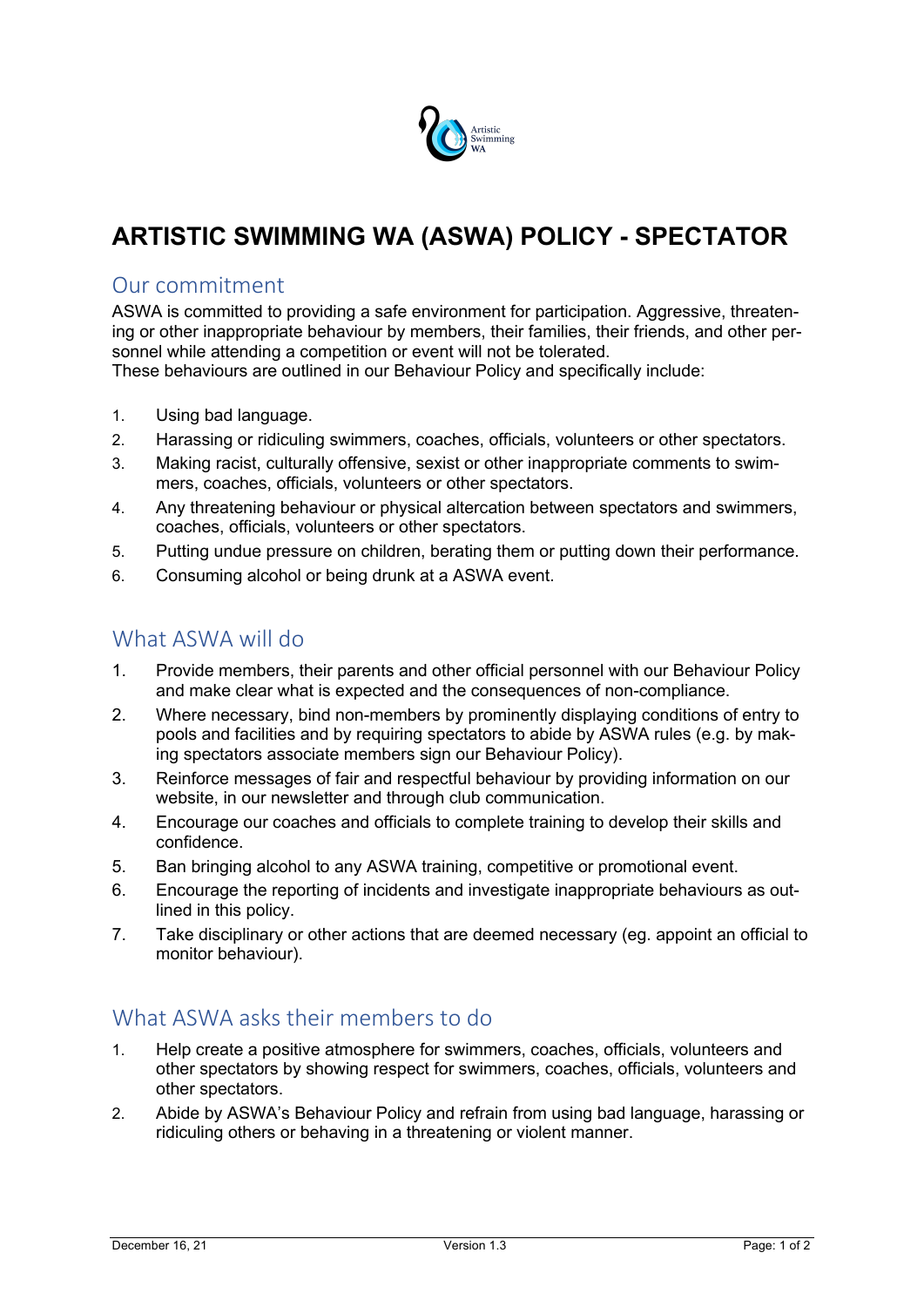# ARTISTIC SWIMMING WA (ASWA) POLICY - SPECTATOR

## Our commitment

ASWA is committed to providing a safe environment for participation. Aggressive, threatening or other inappropriate behaviour by members, their families, their friends, and other personnel while attending a competition or event will not be tolerated.
These behaviours are outlined in our Behaviour Policy and specifically include:

1. Using bad language.
2. Harassing or ridiculing swimmers, coaches, officials, volunteers or other spectators.
3. Making racist, culturally offensive, sexist or other inappropriate comments to swimmers, coaches, officials, volunteers or other spectators.
4. Any threatening behaviour or physical altercation between spectators and swimmers, coaches, officials, volunteers or other spectators.
5. Putting undue pressure on children, berating them or putting down their performance.
6. Consuming alcohol or being drunk at a ASWA event.

## What ASWA will do

1. Provide members, their parents and other official personnel with our Behaviour Policy and make clear what is expected and the consequences of non-compliance.
2. Where necessary, bind non-members by prominently displaying conditions of entry to pools and facilities and by requiring spectators to abide by ASWA rules (e.g. by making spectators associate members sign our Behaviour Policy).
3. Reinforce messages of fair and respectful behaviour by providing information on our website, in our newsletter and through club communication.
4. Encourage our coaches and officials to complete training to develop their skills and confidence.
5. Ban bringing alcohol to any ASWA training, competitive or promotional event.
6. Encourage the reporting of incidents and investigate inappropriate behaviours as outlined in this policy.
7. Take disciplinary or other actions that are deemed necessary (eg. appoint an official to monitor behaviour).

## What ASWA asks their members to do

1. Help create a positive atmosphere for swimmers, coaches, officials, volunteers and other spectators by showing respect for swimmers, coaches, officials, volunteers and other spectators.
2. Abide by ASWA's Behaviour Policy and refrain from using bad language, harassing or ridiculing others or behaving in a threatening or violent manner.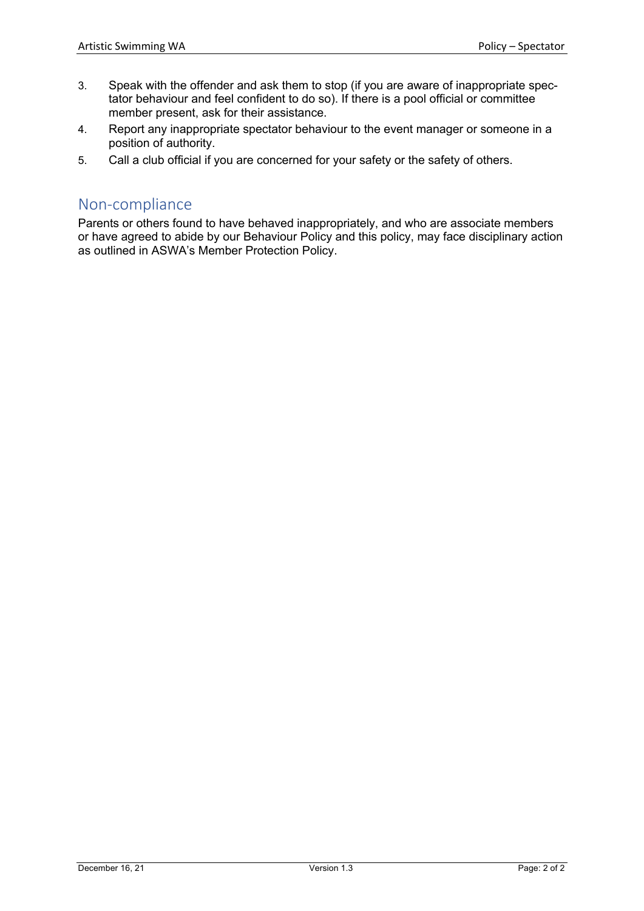3. Speak with the offender and ask them to stop (if you are aware of inappropriate spectator behaviour and feel confident to do so). If there is a pool official or committee member present, ask for their assistance.
4. Report any inappropriate spectator behaviour to the event manager or someone in a position of authority.
5. Call a club official if you are concerned for your safety or the safety of others.

## Non-compliance

Parents or others found to have behaved inappropriately, and who are associate members or have agreed to abide by our Behaviour Policy and this policy, may face disciplinary action as outlined in ASWA's Member Protection Policy.